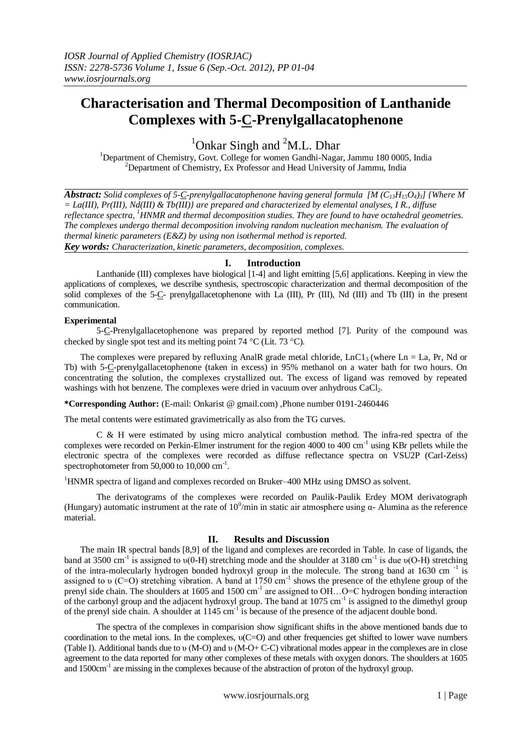# Characterisation and Thermal Decomposition of Lanthanide Complexes with 5-C-Prenylgallacatophenone

[1]Onkar Singh and [2]M.L. Dhar

[1]Department of Chemistry, Govt. College for women Gandhi-Nagar, Jammu 180 0005, India
[2]Department of Chemistry, Ex Professor and Head University of Jammu, India

***Abstract:*** *Solid complexes of 5-C-prenylgallacatophenone having general formula $[M(C_{13}H_{15}O_4)_3]$ {Where M = La(III), Pr(III), Nd(III) & Tb(III)} are prepared and characterized by elemental analyses, I R., diffuse reflectance spectra, [1]HNMR and thermal decomposition studies. They are found to have octahedral geometries. The complexes undergo thermal decomposition involving random nucleation mechanism. The evaluation of thermal kinetic parameters (E&Z) by using non isothermal method is reported.*

***Key words:*** *Characterization, kinetic parameters, decomposition, complexes.*

## I. Introduction

Lanthanide (III) complexes have biological [1-4] and light emitting [5,6] applications. Keeping in view the applications of complexes, we describe synthesis, spectroscopic characterization and thermal decomposition of the solid complexes of the 5-C- prenylgallacetophenone with La (III), Pr (III), Nd (III) and Tb (III) in the present communication.

### Experimental

5-C-Prenylgallacetophenone was prepared by reported method [7]. Purity of the compound was checked by single spot test and its melting point 74 °C (Lit. 73 °C).

The complexes were prepared by refluxing AnalR grade metal chloride, $LnC1_3$ (where Ln = La, Pr, Nd or Tb) with 5-C-prenylgallacetophenone (taken in excess) in 95% methanol on a water bath for two hours. On concentrating the solution, the complexes crystallized out. The excess of ligand was removed by repeated washings with hot benzene. The complexes were dried in vacuum over anhydrous $CaCl_2$.

**\*Corresponding Author:** (E-mail: Onkarist @ gmail.com) ,Phone number 0191-2460446

The metal contents were estimated gravimetrically as also from the TG curves.

C & H were estimated by using micro analytical combustion method. The infra-red spectra of the complexes were recorded on Perkin-Elmer instrument for the region 4000 to 400 $cm^{-1}$ using KBr pellets while the electronic spectra of the complexes were recorded as diffuse reflectance spectra on VSU2P (Carl-Zeiss) spectrophotometer from 50,000 to 10,000 $cm^{-1}$.

[1]HNMR spectra of ligand and complexes recorded on Bruker–400 MHz using DMSO as solvent.

The derivatograms of the complexes were recorded on Paulik-Paulik Erdey MOM derivatograph (Hungary) automatic instrument at the rate of $10^0$/min in static air atmosphere using α- Alumina as the reference material.

## II. Results and Discussion

The main IR spectral bands [8,9] of the ligand and complexes are recorded in Table. In case of ligands, the band at 3500 $cm^{-1}$ is assigned to υ(0-H) stretching mode and the shoulder at 3180 $cm^{-1}$ is due υ(O-H) stretching of the intra-molecularly hydrogen bonded hydroxyl group in the molecule. The strong band at 1630 $cm^{-1}$ is assigned to υ (C=O) stretching vibration. A band at 1750 $cm^{-1}$ shows the presence of the ethylene group of the prenyl side chain. The shoulders at 1605 and 1500 $cm^{-1}$ are assigned to OH…O=C hydrogen bonding interaction of the carbonyl group and the adjacent hydroxyl group. The band at 1075 $cm^{-1}$ is assigned to the dimethyl group of the prenyl side chain. A shoulder at 1145 $cm^{-1}$ is because of the presence of the adjacent double bond.

The spectra of the complexes in comparision show significant shifts in the above mentioned bands due to coordination to the metal ions. In the complexes, υ(C=O) and other frequencies get shifted to lower wave numbers (Table I). Additional bands due to υ (M-O) and υ (M-O+ C-C) vibrational modes appear in the complexes are in close agreement to the data reported for many other complexes of these metals with oxygen donors. The shoulders at 1605 and 1500$cm^{-1}$ are missing in the complexes because of the abstraction of proton of the hydroxyl group.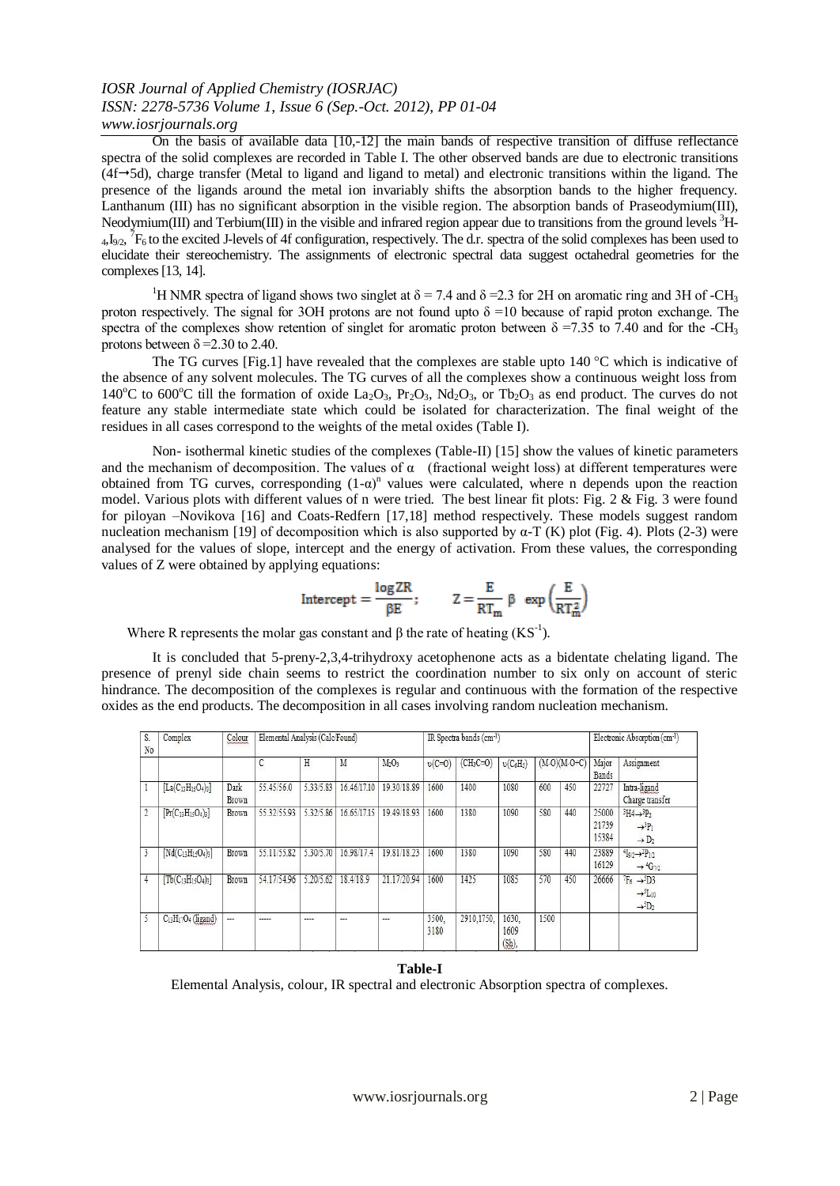On the basis of available data [10,-12] the main bands of respective transition of diffuse reflectance spectra of the solid complexes are recorded in Table I. The other observed bands are due to electronic transitions (4f→5d), charge transfer (Metal to ligand and ligand to metal) and electronic transitions within the ligand. The presence of the ligands around the metal ion invariably shifts the absorption bands to the higher frequency. Lanthanum (III) has no significant absorption in the visible region. The absorption bands of Praseodymium(III), Neodymium(III) and Terbium(III) in the visible and infrared region appear due to transitions from the ground levels $^3H_4$, $I_{9/2}$, $^7F_6$ to the excited J-levels of 4f configuration, respectively. The d.r. spectra of the solid complexes has been used to elucidate their stereochemistry. The assignments of electronic spectral data suggest octahedral geometries for the complexes [13, 14].

$^1$H NMR spectra of ligand shows two singlet at δ = 7.4 and δ =2.3 for 2H on aromatic ring and 3H of $-CH_3$ proton respectively. The signal for 3OH protons are not found upto δ =10 because of rapid proton exchange. The spectra of the complexes show retention of singlet for aromatic proton between δ =7.35 to 7.40 and for the $-CH_3$ protons between δ =2.30 to 2.40.

The TG curves [Fig.1] have revealed that the complexes are stable upto 140 °C which is indicative of the absence of any solvent molecules. The TG curves of all the complexes show a continuous weight loss from 140°C to 600°C till the formation of oxide $La_2O_3$, $Pr_2O_3$, $Nd_2O_3$, or $Tb_2O_3$ as end product. The curves do not feature any stable intermediate state which could be isolated for characterization. The final weight of the residues in all cases correspond to the weights of the metal oxides (Table I).

Non- isothermal kinetic studies of the complexes (Table-II) [15] show the values of kinetic parameters and the mechanism of decomposition. The values of α (fractional weight loss) at different temperatures were obtained from TG curves, corresponding $(1-\alpha)^n$ values were calculated, where n depends upon the reaction model. Various plots with different values of n were tried. The best linear fit plots: Fig. 2 & Fig. 3 were found for piloyan –Novikova [16] and Coats-Redfern [17,18] method respectively. These models suggest random nucleation mechanism [19] of decomposition which is also supported by α-T (K) plot (Fig. 4). Plots (2-3) were analysed for the values of slope, intercept and the energy of activation. From these values, the corresponding values of Z were obtained by applying equations:

$$\text{Intercept} = \frac{\log ZR}{\beta E}; \qquad Z = \frac{E}{RT_m}\,\beta\,\exp\left(\frac{E}{RT_m^2}\right)$$

Where R represents the molar gas constant and β the rate of heating ($KS^{-1}$).

It is concluded that 5-preny-2,3,4-trihydroxy acetophenone acts as a bidentate chelating ligand. The presence of prenyl side chain seems to restrict the coordination number to six only on account of steric hindrance. The decomposition of the complexes is regular and continuous with the formation of the respective oxides as the end products. The decomposition in all cases involving random nucleation mechanism.

| S. No | Complex | Colour | Elemental Analysis (Calc/Found) | | | | IR Spectra bands (cm$^{-1}$) | | | | | Electronic Absorption (cm$^{-1}$) | |
|---|---|---|---|---|---|---|---|---|---|---|---|---|---|
| | | | C | H | M | $M_2O_3$ | υ(C=O) | ($CH_3C$=O) | υ($C_6H_5$) | (M-O) | (M-O-C) | Major Bands | Assignment |
| 1 | $[La(C_{13}H_{15}O_4)_3]$ | Dark Brown | 55.45/56.0 | 5.33/5.83 | 16.46/17.10 | 19.30/18.89 | 1600 | 1400 | 1080 | 600 | 450 | 22727 | Intra-ligand Charge transfer |
| 2 | $[Pr(C_{13}H_{15}O_4)_3]$ | Brown | 55.32/55.93 | 5.32/5.86 | 16.65/17.15 | 19.49/18.93 | 1600 | 1380 | 1090 | 580 | 440 | 25000 21739 15384 | $^3H_4 \rightarrow {^3P_2}$ $\rightarrow {^3P_1}$ $\rightarrow D_2$ |
| 3 | $[Nd(C_{13}H_{15}O_4)_3]$ | Brown | 55.11/55.82 | 5.30/5.70 | 16.98/17.4 | 19.81/18.23 | 1600 | 1380 | 1090 | 580 | 440 | 23889 16129 | $^4I_{9/2} \rightarrow {^2P_{1/2}}$ $\rightarrow {^4G_{7/2}}$ |
| 4 | $[Tb(C_{13}H_{15}O_4)_3]$ | Brown | 54.17/54.96 | 5.20/5.62 | 18.4/18.9 | 21.17/20.94 | 1600 | 1425 | 1085 | 570 | 450 | 26666 | $^7F_6 \rightarrow {^5D3}$ $\rightarrow {^5L_{10}}$ $\rightarrow {^5D_2}$ |
| 5 | $C_{13}H_{17}O_4$ (ligand) | --- | ----- | ---- | --- | --- | 3500, 3180 | 2910,1750, | 1630, 1609 (Sh), | 1500 | | | |

**Table-I**

Elemental Analysis, colour, IR spectral and electronic Absorption spectra of complexes.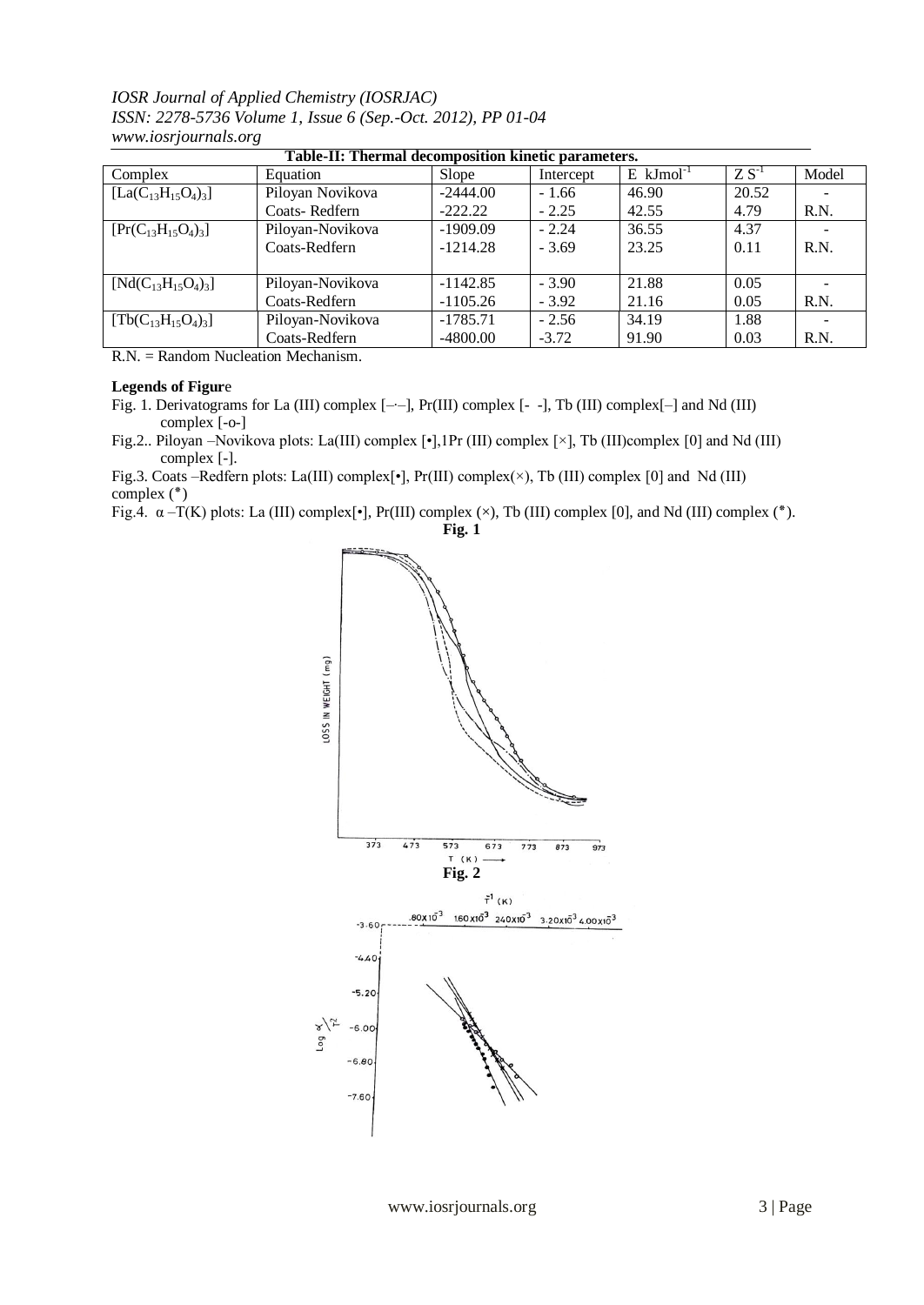**Table-II: Thermal decomposition kinetic parameters.**

| Complex | Equation | Slope | Intercept | E $kJmol^{-1}$ | Z $S^{-1}$ | Model |
|---|---|---|---|---|---|---|
| $[La(C_{13}H_{15}O_4)_3]$ | Piloyan Novikova | -2444.00 | - 1.66 | 46.90 | 20.52 | - |
| | Coats- Redfern | -222.22 | - 2.25 | 42.55 | 4.79 | R.N. |
| $[Pr(C_{13}H_{15}O_4)_3]$ | Piloyan-Novikova | -1909.09 | - 2.24 | 36.55 | 4.37 | - |
| | Coats-Redfern | -1214.28 | - 3.69 | 23.25 | 0.11 | R.N. |
| $[Nd(C_{13}H_{15}O_4)_3]$ | Piloyan-Novikova | -1142.85 | - 3.90 | 21.88 | 0.05 | - |
| | Coats-Redfern | -1105.26 | - 3.92 | 21.16 | 0.05 | R.N. |
| $[Tb(C_{13}H_{15}O_4)_3]$ | Piloyan-Novikova | -1785.71 | - 2.56 | 34.19 | 1.88 | - |
| | Coats-Redfern | -4800.00 | -3.72 | 91.90 | 0.03 | R.N. |

R.N. = Random Nucleation Mechanism.

**Legends of Figur**e

Fig. 1. Derivatograms for La (III) complex [–·–], Pr(III) complex [- -], Tb (III) complex[–] and Nd (III) complex [-o-]

Fig.2.. Piloyan –Novikova plots: La(III) complex [•],1Pr (III) complex [×], Tb (III)complex [0] and Nd (III) complex [-].

Fig.3. Coats –Redfern plots: La(III) complex[•], Pr(III) complex(×), Tb (III) complex [0] and Nd (III) complex (*)

Fig.4. α –T(K) plots: La (III) complex[•], Pr(III) complex (×), Tb (III) complex [0], and Nd (III) complex (*).

**Fig. 1**

**Fig. 2**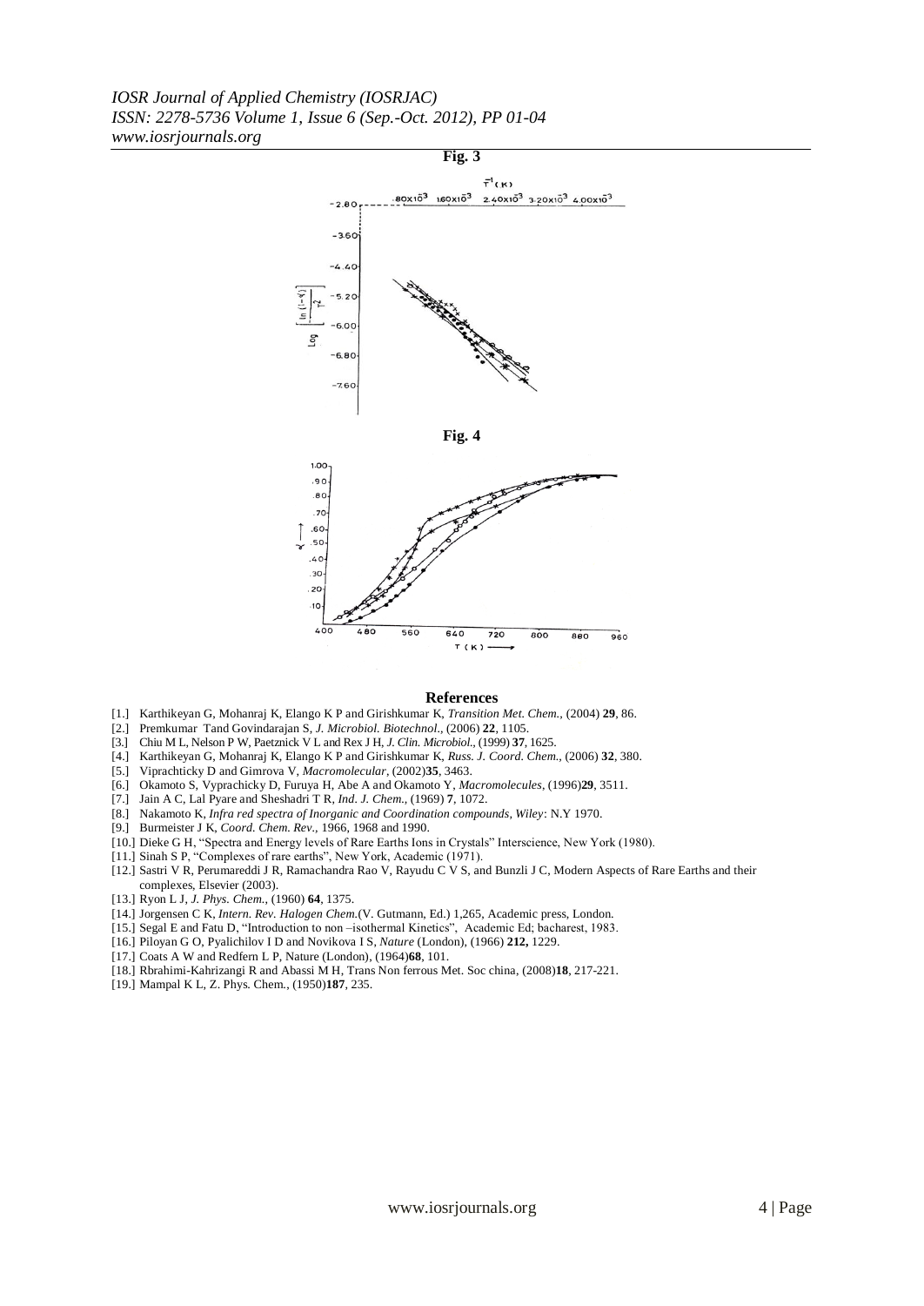**Fig. 3**

$T^{-1}$ (K)

.80x10$^{-3}$ 1.60x10$^{-3}$ 2.40x10$^{-3}$ 3.20x10$^{-3}$ 4.00x10$^{-3}$

-2.80
-3.60
-4.40
-5.20
-6.00
-6.80
-7.60

Log $\left[\frac{\ln(1-\alpha)}{T^2}\right]$

**Fig. 4**

1.00
.90
.80
.70
.60
.50
.40
.30
.20
.10

$\alpha$ →

400 480 560 640 720 800 880 960

T (K) →

## References

[1.] Karthikeyan G, Mohanraj K, Elango K P and Girishkumar K, *Transition Met. Chem.,* (2004) **29**, 86.
[2.] Premkumar Tand Govindarajan S, *J. Microbiol. Biotechnol.,* (2006) **22**, 1105.
[3.] Chiu M L, Nelson P W, Paetznick V L and Rex J H, *J. Clin. Microbiol.,* (1999) **37**, 1625.
[4.] Karthikeyan G, Mohanraj K, Elango K P and Girishkumar K, *Russ. J. Coord. Chem.,* (2006) **32**, 380.
[5.] Viprachticky D and Gimrova V, *Macromolecular,* (2002)**35**, 3463.
[6.] Okamoto S, Vyprachicky D, Furuya H, Abe A and Okamoto Y, *Macromolecules,* (1996)**29**, 3511.
[7.] Jain A C, Lal Pyare and Sheshadri T R, *Ind. J. Chem.,* (1969) **7**, 1072.
[8.] Nakamoto K, *Infra red spectra of Inorganic and Coordination compounds, Wiley*: N.Y 1970.
[9.] Burmeister J K, *Coord. Chem. Rev.,* 1966, 1968 and 1990.
[10.] Dieke G H, "Spectra and Energy levels of Rare Earths Ions in Crystals" Interscience, New York (1980).
[11.] Sinah S P, "Complexes of rare earths", New York, Academic (1971).
[12.] Sastri V R, Perumareddi J R, Ramachandra Rao V, Rayudu C V S, and Bunzli J C, Modern Aspects of Rare Earths and their complexes, Elsevier (2003).
[13.] Ryon L J, *J. Phys. Chem.,* (1960) **64**, 1375.
[14.] Jorgensen C K, *Intern. Rev. Halogen Chem.*(V. Gutmann, Ed.) 1,265, Academic press, London.
[15.] Segal E and Fatu D, "Introduction to non –isothermal Kinetics", Academic Ed; bacharest, 1983.
[16.] Piloyan G O, Pyalichilov I D and Novikova I S, *Nature* (London), (1966) **212,** 1229.
[17.] Coats A W and Redfern L P, Nature (London), (1964)**68**, 101.
[18.] Rbrahimi-Kahrizangi R and Abassi M H, Trans Non ferrous Met. Soc china, (2008)**18**, 217-221.
[19.] Mampal K L, Z. Phys. Chem., (1950)**187**, 235.